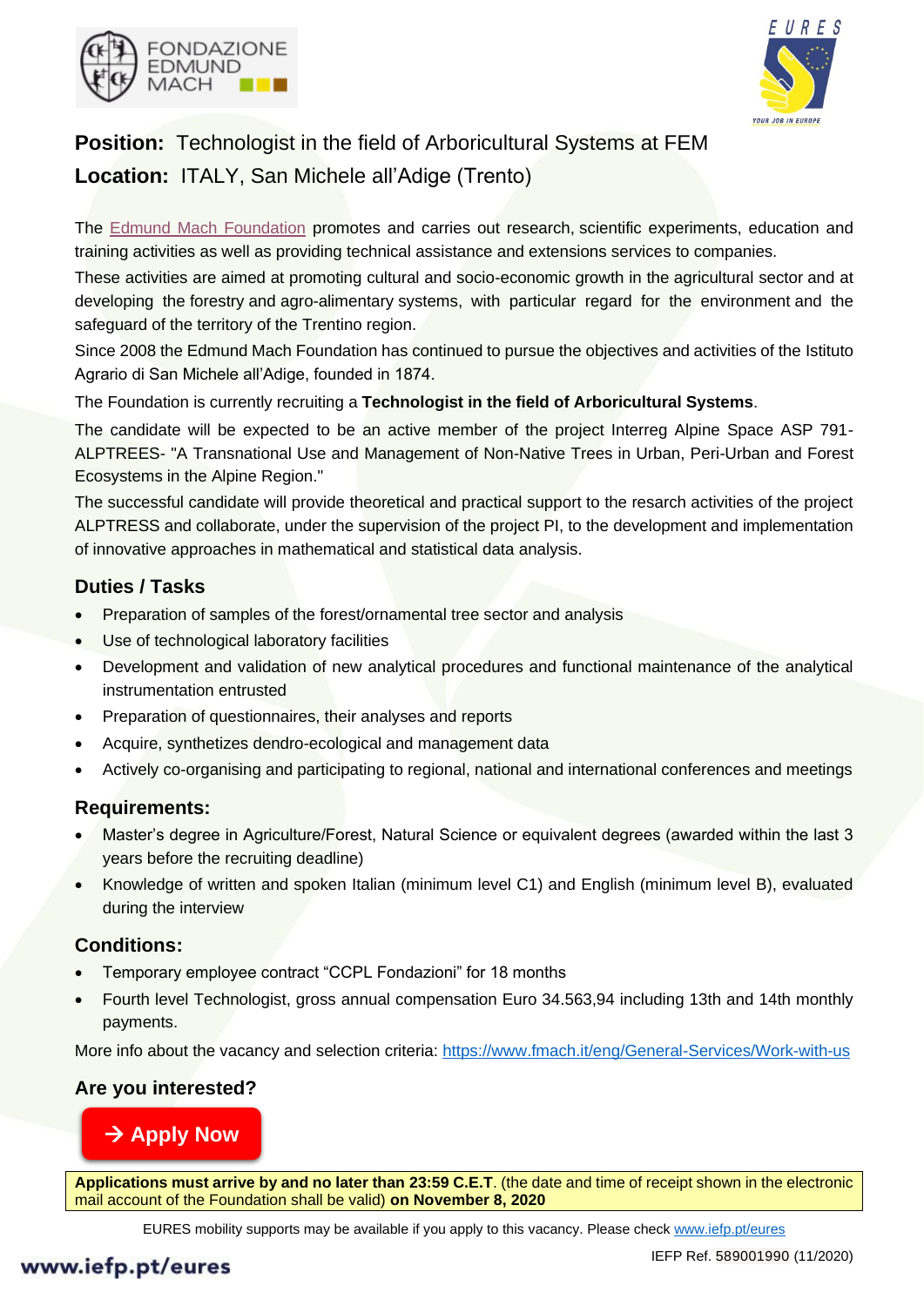FONDAZIONE EDMUND MACH

EURES YOUR JOB IN EUROPE

**Position:** Technologist in the field of Arboricultural Systems at FEM

**Location:** ITALY, San Michele all'Adige (Trento)

The Edmund Mach Foundation promotes and carries out research, scientific experiments, education and training activities as well as providing technical assistance and extensions services to companies.

These activities are aimed at promoting cultural and socio-economic growth in the agricultural sector and at developing the forestry and agro-alimentary systems, with particular regard for the environment and the safeguard of the territory of the Trentino region.

Since 2008 the Edmund Mach Foundation has continued to pursue the objectives and activities of the Istituto Agrario di San Michele all'Adige, founded in 1874.

The Foundation is currently recruiting a **Technologist in the field of Arboricultural Systems**.

The candidate will be expected to be an active member of the project Interreg Alpine Space ASP 791-ALPTREES- "A Transnational Use and Management of Non-Native Trees in Urban, Peri-Urban and Forest Ecosystems in the Alpine Region."

The successful candidate will provide theoretical and practical support to the resarch activities of the project ALPTRESS and collaborate, under the supervision of the project PI, to the development and implementation of innovative approaches in mathematical and statistical data analysis.

## Duties / Tasks

- Preparation of samples of the forest/ornamental tree sector and analysis
- Use of technological laboratory facilities
- Development and validation of new analytical procedures and functional maintenance of the analytical instrumentation entrusted
- Preparation of questionnaires, their analyses and reports
- Acquire, synthetizes dendro-ecological and management data
- Actively co-organising and participating to regional, national and international conferences and meetings

## Requirements:

- Master's degree in Agriculture/Forest, Natural Science or equivalent degrees (awarded within the last 3 years before the recruiting deadline)
- Knowledge of written and spoken Italian (minimum level C1) and English (minimum level B), evaluated during the interview

## Conditions:

- Temporary employee contract "CCPL Fondazioni" for 18 months
- Fourth level Technologist, gross annual compensation Euro 34.563,94 including 13th and 14th monthly payments.

More info about the vacancy and selection criteria: https://www.fmach.it/eng/General-Services/Work-with-us

## Are you interested?

→ Apply Now

**Applications must arrive by and no later than 23:59 C.E.T**. (the date and time of receipt shown in the electronic mail account of the Foundation shall be valid) **on November 8, 2020**

EURES mobility supports may be available if you apply to this vacancy. Please check www.iefp.pt/eures

www.iefp.pt/eures

IEFP Ref. 589001990 (11/2020)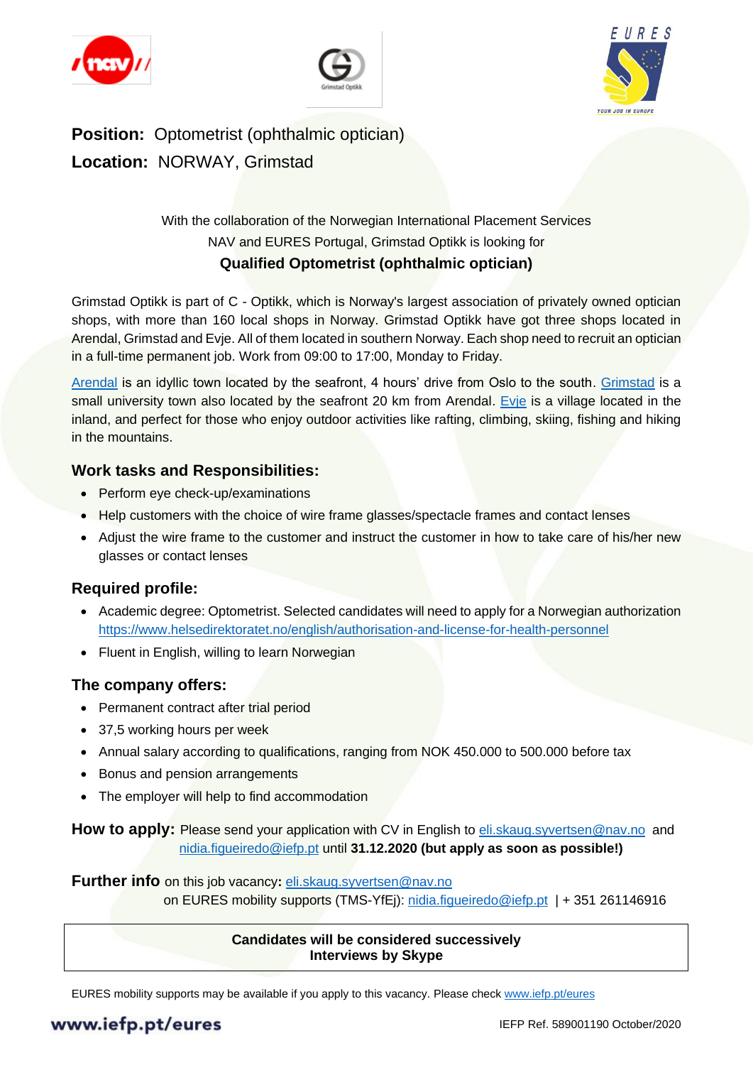**Position:** Optometrist (ophthalmic optician)

**Location:** NORWAY, Grimstad

With the collaboration of the Norwegian International Placement Services NAV and EURES Portugal, Grimstad Optikk is looking for

**Qualified Optometrist (ophthalmic optician)**

Grimstad Optikk is part of C - Optikk, which is Norway's largest association of privately owned optician shops, with more than 160 local shops in Norway. Grimstad Optikk have got three shops located in Arendal, Grimstad and Evje. All of them located in southern Norway. Each shop need to recruit an optician in a full-time permanent job. Work from 09:00 to 17:00, Monday to Friday.

Arendal is an idyllic town located by the seafront, 4 hours' drive from Oslo to the south. Grimstad is a small university town also located by the seafront 20 km from Arendal. Evje is a village located in the inland, and perfect for those who enjoy outdoor activities like rafting, climbing, skiing, fishing and hiking in the mountains.

## Work tasks and Responsibilities:

- Perform eye check-up/examinations
- Help customers with the choice of wire frame glasses/spectacle frames and contact lenses
- Adjust the wire frame to the customer and instruct the customer in how to take care of his/her new glasses or contact lenses

## Required profile:

- Academic degree: Optometrist. Selected candidates will need to apply for a Norwegian authorization https://www.helsedirektoratet.no/english/authorisation-and-license-for-health-personnel
- Fluent in English, willing to learn Norwegian

## The company offers:

- Permanent contract after trial period
- 37,5 working hours per week
- Annual salary according to qualifications, ranging from NOK 450.000 to 500.000 before tax
- Bonus and pension arrangements
- The employer will help to find accommodation

**How to apply:** Please send your application with CV in English to eli.skaug.syvertsen@nav.no and nidia.figueiredo@iefp.pt until **31.12.2020 (but apply as soon as possible!)**

**Further info** on this job vacancy**:** eli.skaug.syvertsen@nav.no

on EURES mobility supports (TMS-YfEj): nidia.figueiredo@iefp.pt | + 351 261146916

**Candidates will be considered successively**
**Interviews by Skype**

EURES mobility supports may be available if you apply to this vacancy. Please check www.iefp.pt/eures

www.iefp.pt/eures

IEFP Ref. 589001190 October/2020